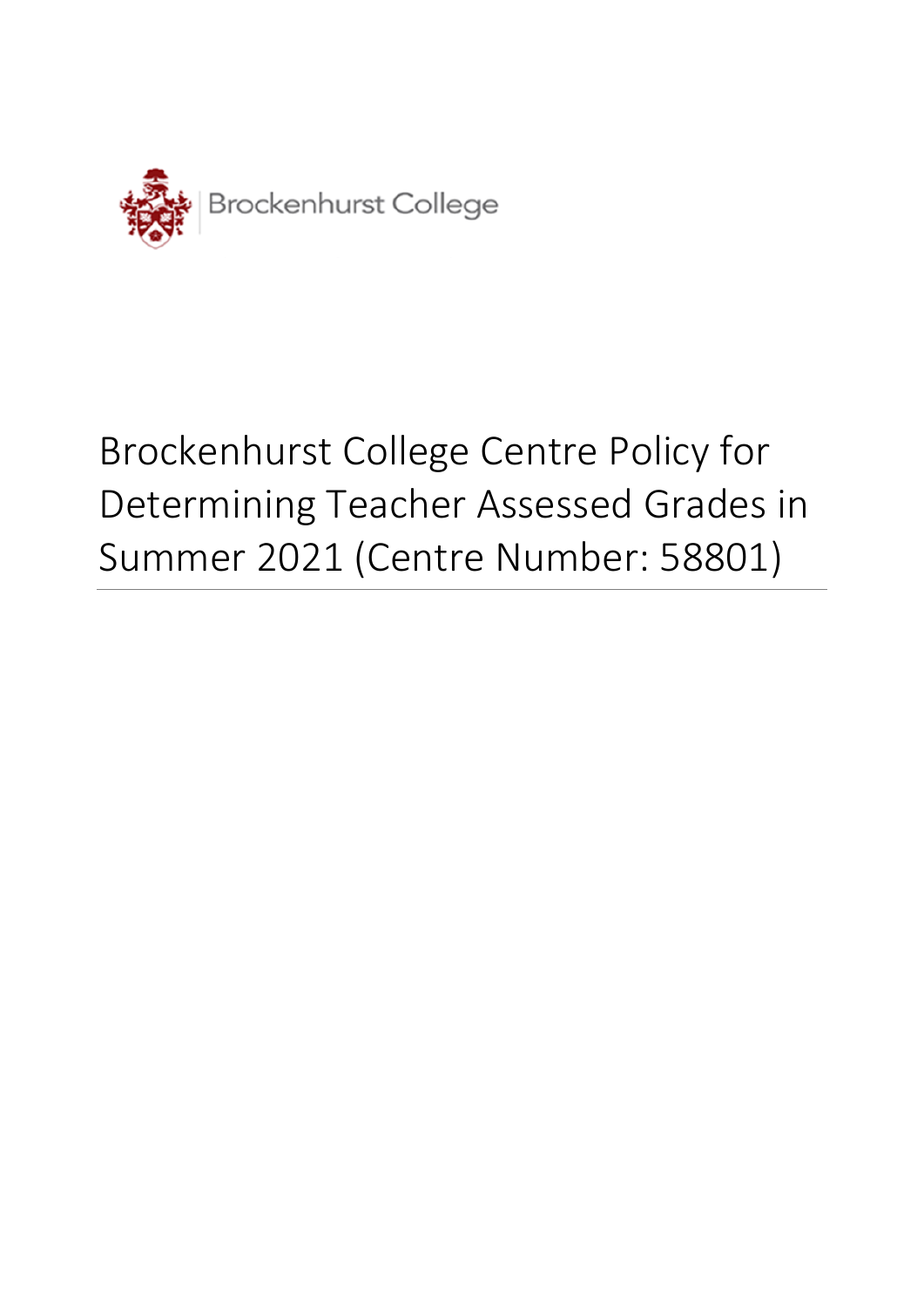Brockenhurst College

# Brockenhurst College Centre Policy for Determining Teacher Assessed Grades in Summer 2021 (Centre Number: 58801)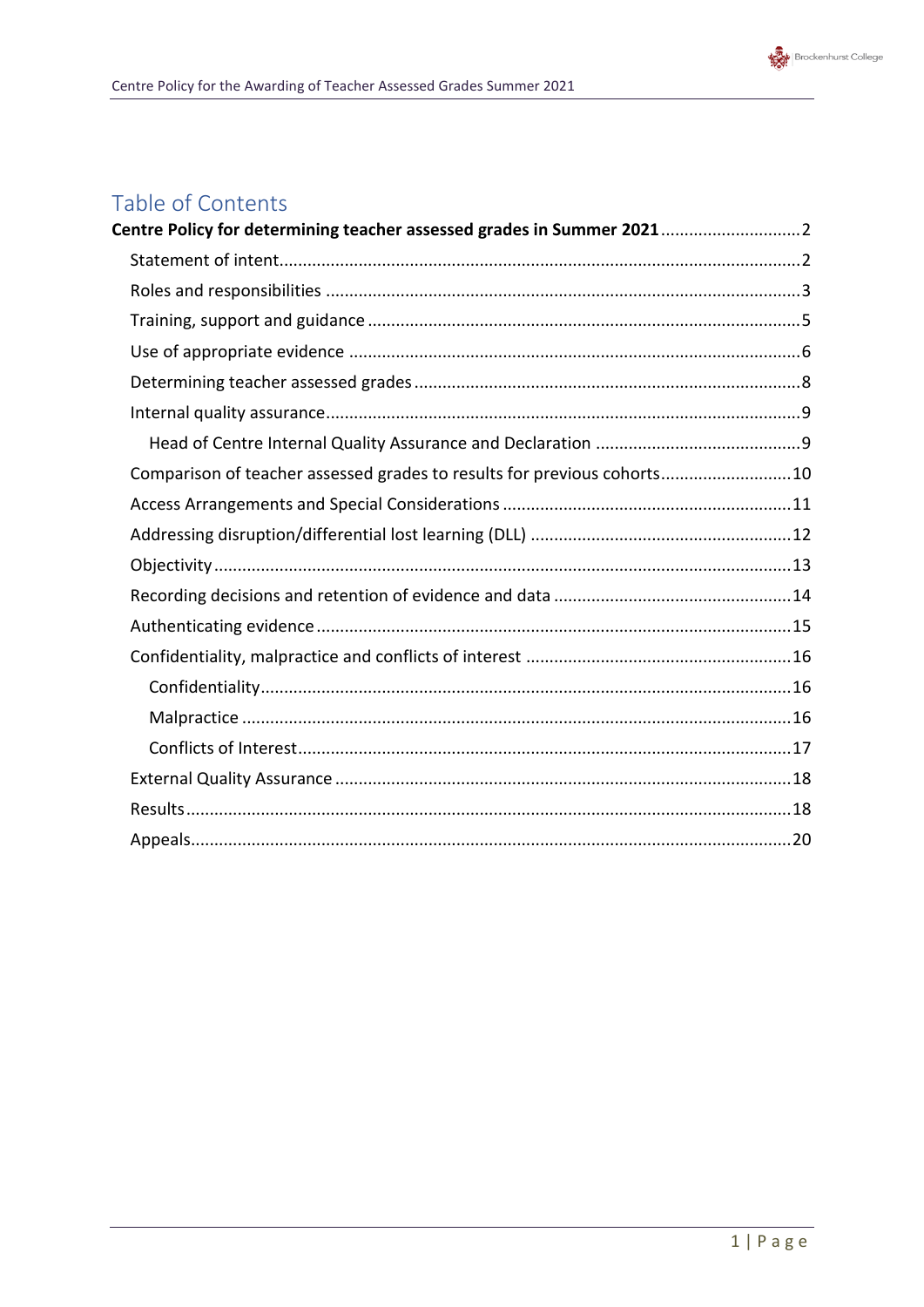# Table of Contents

**Centre Policy for determining teacher assessed grades in Summer 2021** .......... 2

- Statement of intent .......... 2
- Roles and responsibilities .......... 3
- Training, support and guidance .......... 5
- Use of appropriate evidence .......... 6
- Determining teacher assessed grades .......... 8
- Internal quality assurance .......... 9
  - Head of Centre Internal Quality Assurance and Declaration .......... 9
- Comparison of teacher assessed grades to results for previous cohorts .......... 10
- Access Arrangements and Special Considerations .......... 11
- Addressing disruption/differential lost learning (DLL) .......... 12
- Objectivity .......... 13
- Recording decisions and retention of evidence and data .......... 14
- Authenticating evidence .......... 15
- Confidentiality, malpractice and conflicts of interest .......... 16
  - Confidentiality .......... 16
  - Malpractice .......... 16
  - Conflicts of Interest .......... 17
- External Quality Assurance .......... 18
- Results .......... 18
- Appeals .......... 20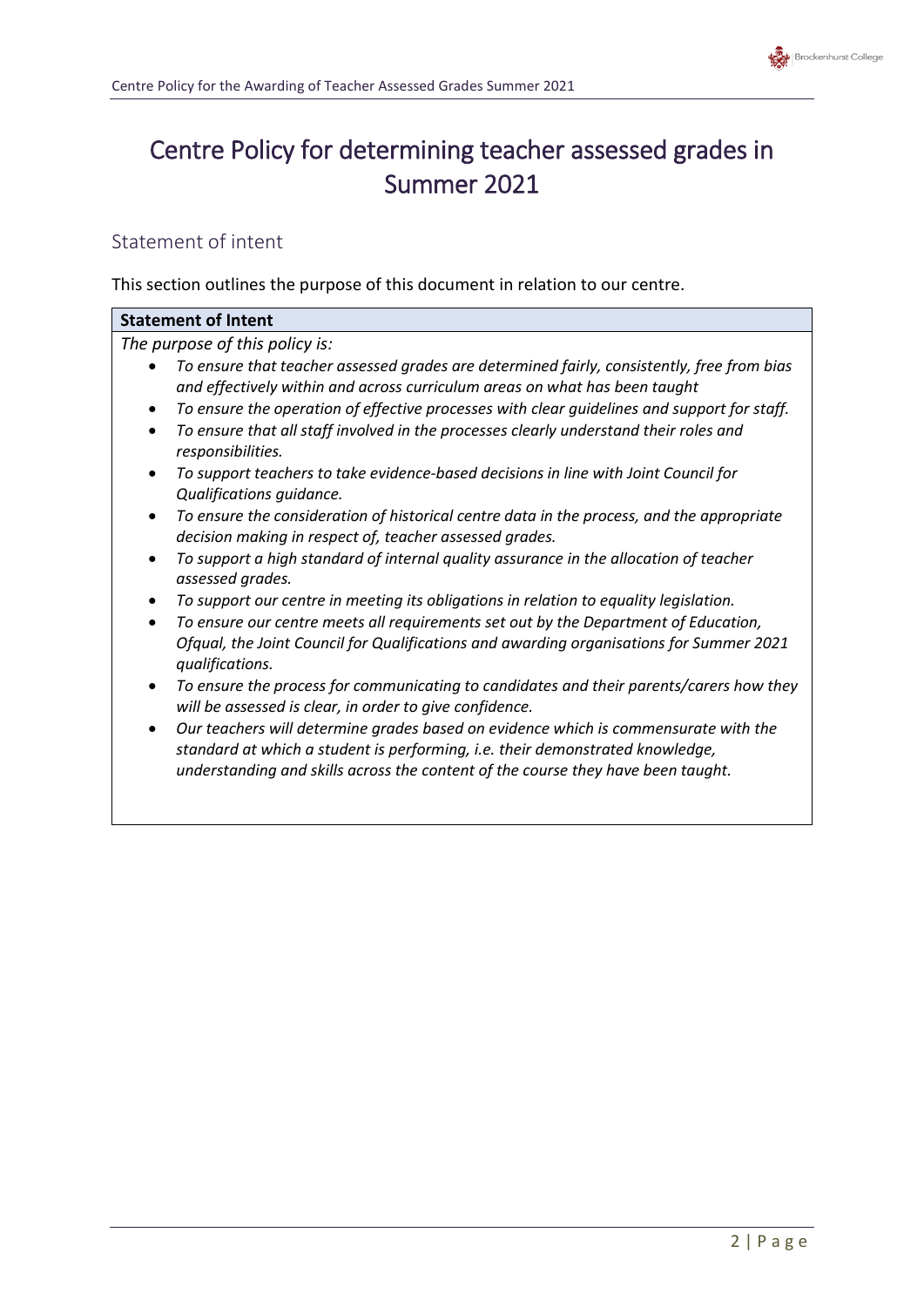# Centre Policy for determining teacher assessed grades in Summer 2021

## Statement of intent

This section outlines the purpose of this document in relation to our centre.

**Statement of Intent**

*The purpose of this policy is:*

- *To ensure that teacher assessed grades are determined fairly, consistently, free from bias and effectively within and across curriculum areas on what has been taught*
- *To ensure the operation of effective processes with clear guidelines and support for staff.*
- *To ensure that all staff involved in the processes clearly understand their roles and responsibilities.*
- *To support teachers to take evidence-based decisions in line with Joint Council for Qualifications guidance.*
- *To ensure the consideration of historical centre data in the process, and the appropriate decision making in respect of, teacher assessed grades.*
- *To support a high standard of internal quality assurance in the allocation of teacher assessed grades.*
- *To support our centre in meeting its obligations in relation to equality legislation.*
- *To ensure our centre meets all requirements set out by the Department of Education, Ofqual, the Joint Council for Qualifications and awarding organisations for Summer 2021 qualifications.*
- *To ensure the process for communicating to candidates and their parents/carers how they will be assessed is clear, in order to give confidence.*
- *Our teachers will determine grades based on evidence which is commensurate with the standard at which a student is performing, i.e. their demonstrated knowledge, understanding and skills across the content of the course they have been taught.*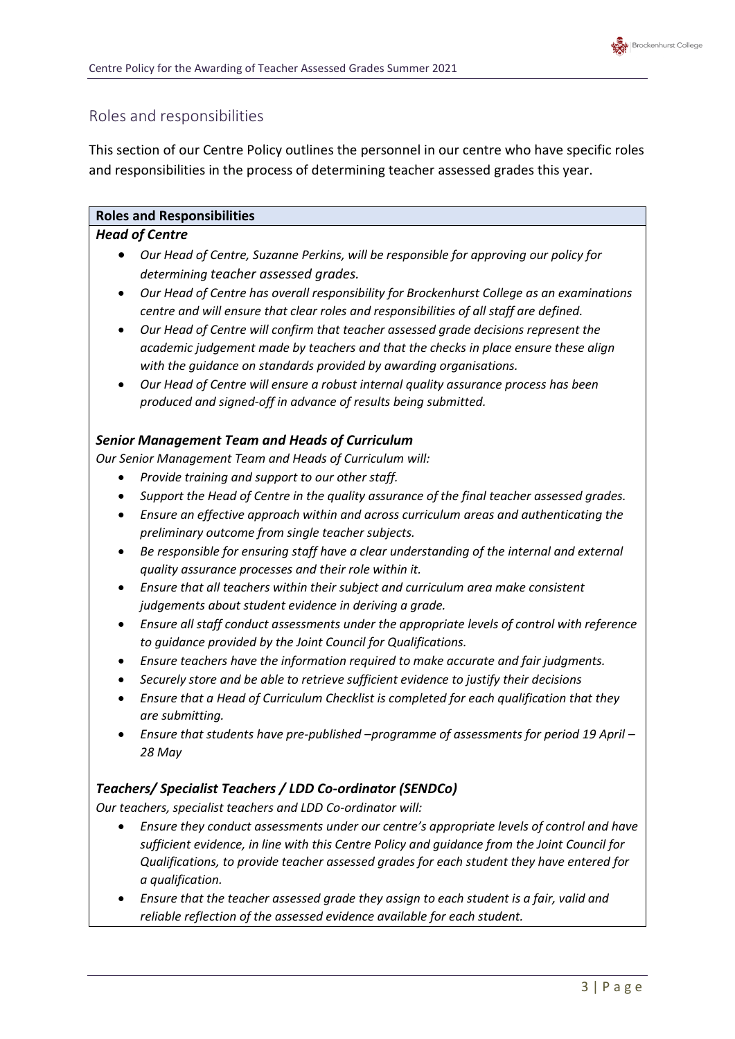## Roles and responsibilities

This section of our Centre Policy outlines the personnel in our centre who have specific roles and responsibilities in the process of determining teacher assessed grades this year.

**Roles and Responsibilities**

***Head of Centre***

- *Our Head of Centre, Suzanne Perkins, will be responsible for approving our policy for determining teacher assessed grades.*
- *Our Head of Centre has overall responsibility for Brockenhurst College as an examinations centre and will ensure that clear roles and responsibilities of all staff are defined.*
- *Our Head of Centre will confirm that teacher assessed grade decisions represent the academic judgement made by teachers and that the checks in place ensure these align with the guidance on standards provided by awarding organisations.*
- *Our Head of Centre will ensure a robust internal quality assurance process has been produced and signed-off in advance of results being submitted.*

***Senior Management Team and Heads of Curriculum***

*Our Senior Management Team and Heads of Curriculum will:*

- *Provide training and support to our other staff.*
- *Support the Head of Centre in the quality assurance of the final teacher assessed grades.*
- *Ensure an effective approach within and across curriculum areas and authenticating the preliminary outcome from single teacher subjects.*
- *Be responsible for ensuring staff have a clear understanding of the internal and external quality assurance processes and their role within it.*
- *Ensure that all teachers within their subject and curriculum area make consistent judgements about student evidence in deriving a grade.*
- *Ensure all staff conduct assessments under the appropriate levels of control with reference to guidance provided by the Joint Council for Qualifications.*
- *Ensure teachers have the information required to make accurate and fair judgments.*
- *Securely store and be able to retrieve sufficient evidence to justify their decisions*
- *Ensure that a Head of Curriculum Checklist is completed for each qualification that they are submitting.*
- *Ensure that students have pre-published –programme of assessments for period 19 April – 28 May*

***Teachers/ Specialist Teachers / LDD Co-ordinator (SENDCo)***

*Our teachers, specialist teachers and LDD Co-ordinator will:*

- *Ensure they conduct assessments under our centre's appropriate levels of control and have sufficient evidence, in line with this Centre Policy and guidance from the Joint Council for Qualifications, to provide teacher assessed grades for each student they have entered for a qualification.*
- *Ensure that the teacher assessed grade they assign to each student is a fair, valid and reliable reflection of the assessed evidence available for each student.*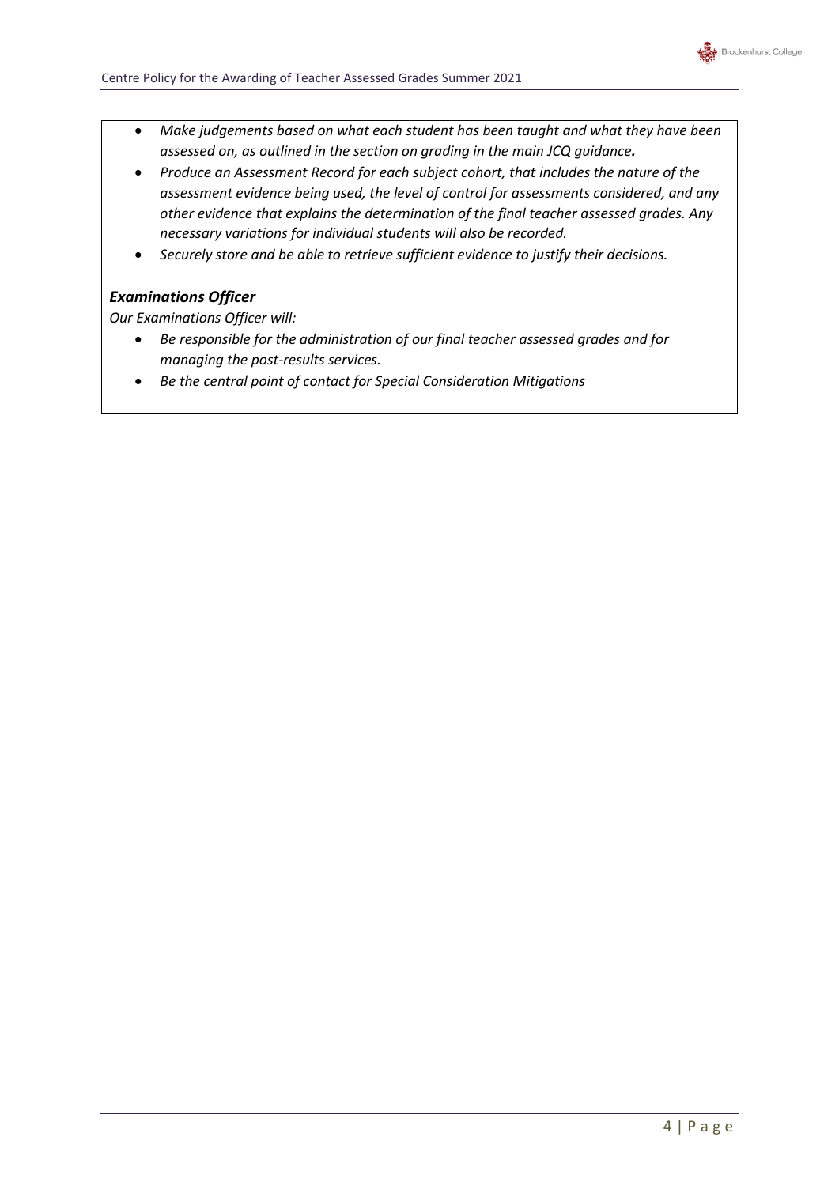- *Make judgements based on what each student has been taught and what they have been assessed on, as outlined in the section on grading in the main JCQ guidance.*
- *Produce an Assessment Record for each subject cohort, that includes the nature of the assessment evidence being used, the level of control for assessments considered, and any other evidence that explains the determination of the final teacher assessed grades. Any necessary variations for individual students will also be recorded.*
- *Securely store and be able to retrieve sufficient evidence to justify their decisions.*

***Examinations Officer***

*Our Examinations Officer will:*

- *Be responsible for the administration of our final teacher assessed grades and for managing the post-results services.*
- *Be the central point of contact for Special Consideration Mitigations*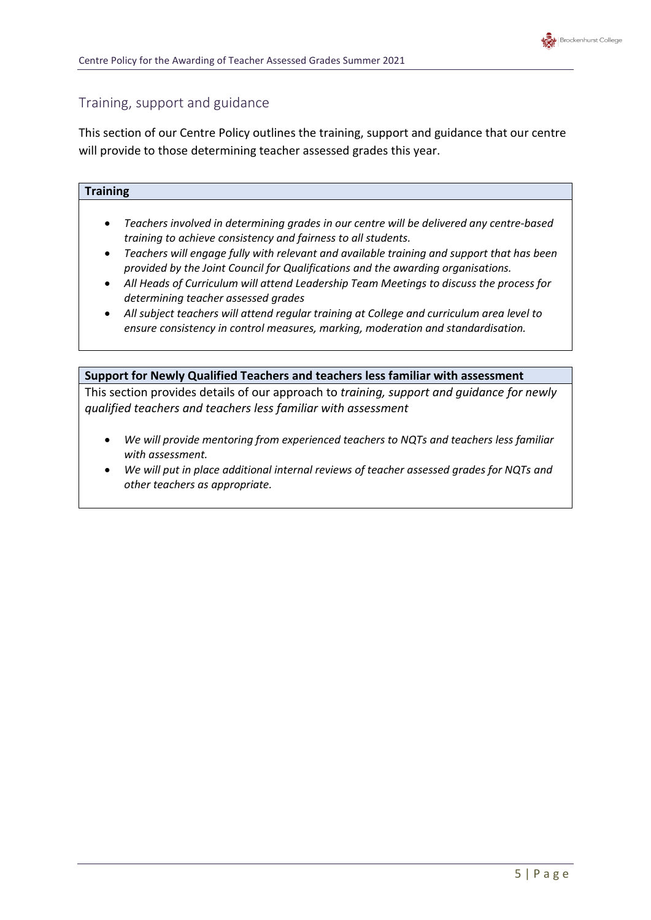## Training, support and guidance

This section of our Centre Policy outlines the training, support and guidance that our centre will provide to those determining teacher assessed grades this year.

### Training

- *Teachers involved in determining grades in our centre will be delivered any centre-based training to achieve consistency and fairness to all students.*
- *Teachers will engage fully with relevant and available training and support that has been provided by the Joint Council for Qualifications and the awarding organisations.*
- *All Heads of Curriculum will attend Leadership Team Meetings to discuss the process for determining teacher assessed grades*
- *All subject teachers will attend regular training at College and curriculum area level to ensure consistency in control measures, marking, moderation and standardisation.*

### Support for Newly Qualified Teachers and teachers less familiar with assessment

This section provides details of our approach to *training, support and guidance for newly qualified teachers and teachers less familiar with assessment*

- *We will provide mentoring from experienced teachers to NQTs and teachers less familiar with assessment.*
- *We will put in place additional internal reviews of teacher assessed grades for NQTs and other teachers as appropriate.*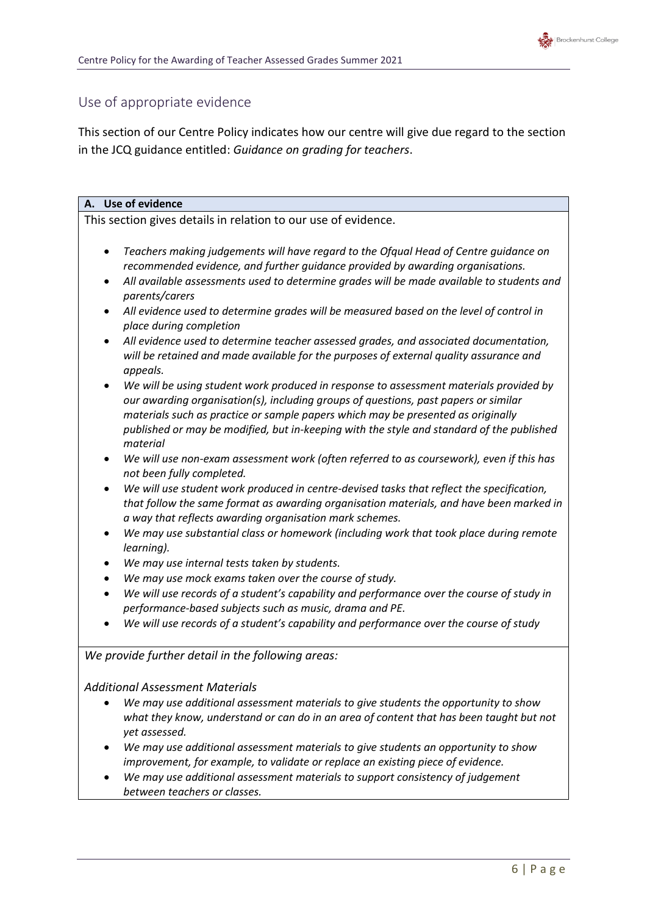## Use of appropriate evidence

This section of our Centre Policy indicates how our centre will give due regard to the section in the JCQ guidance entitled: *Guidance on grading for teachers*.

### A. Use of evidence

This section gives details in relation to our use of evidence.

- *Teachers making judgements will have regard to the Ofqual Head of Centre guidance on recommended evidence, and further guidance provided by awarding organisations.*
- *All available assessments used to determine grades will be made available to students and parents/carers*
- *All evidence used to determine grades will be measured based on the level of control in place during completion*
- *All evidence used to determine teacher assessed grades, and associated documentation, will be retained and made available for the purposes of external quality assurance and appeals.*
- *We will be using student work produced in response to assessment materials provided by our awarding organisation(s), including groups of questions, past papers or similar materials such as practice or sample papers which may be presented as originally published or may be modified, but in-keeping with the style and standard of the published material*
- *We will use non-exam assessment work (often referred to as coursework), even if this has not been fully completed.*
- *We will use student work produced in centre-devised tasks that reflect the specification, that follow the same format as awarding organisation materials, and have been marked in a way that reflects awarding organisation mark schemes.*
- *We may use substantial class or homework (including work that took place during remote learning).*
- *We may use internal tests taken by students.*
- *We may use mock exams taken over the course of study.*
- *We will use records of a student's capability and performance over the course of study in performance-based subjects such as music, drama and PE.*
- *We will use records of a student's capability and performance over the course of study*

*We provide further detail in the following areas:*

*Additional Assessment Materials*

- *We may use additional assessment materials to give students the opportunity to show what they know, understand or can do in an area of content that has been taught but not yet assessed.*
- *We may use additional assessment materials to give students an opportunity to show improvement, for example, to validate or replace an existing piece of evidence.*
- *We may use additional assessment materials to support consistency of judgement between teachers or classes.*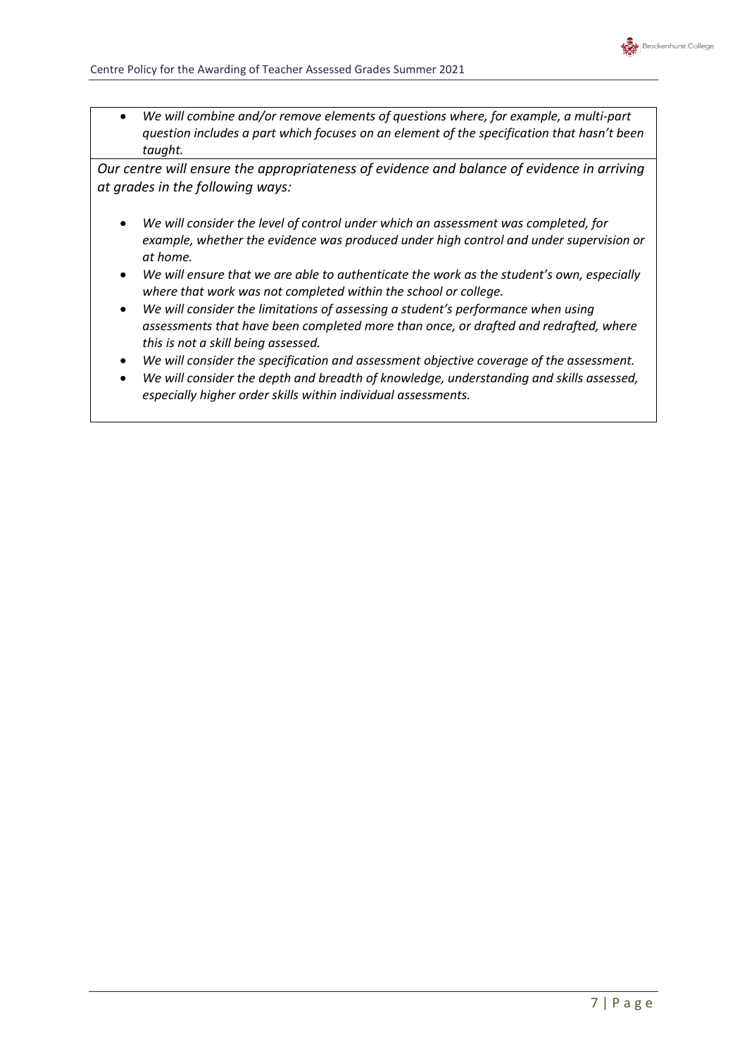- *We will combine and/or remove elements of questions where, for example, a multi-part question includes a part which focuses on an element of the specification that hasn't been taught.*

*Our centre will ensure the appropriateness of evidence and balance of evidence in arriving at grades in the following ways:*

- *We will consider the level of control under which an assessment was completed, for example, whether the evidence was produced under high control and under supervision or at home.*
- *We will ensure that we are able to authenticate the work as the student's own, especially where that work was not completed within the school or college.*
- *We will consider the limitations of assessing a student's performance when using assessments that have been completed more than once, or drafted and redrafted, where this is not a skill being assessed.*
- *We will consider the specification and assessment objective coverage of the assessment.*
- *We will consider the depth and breadth of knowledge, understanding and skills assessed, especially higher order skills within individual assessments.*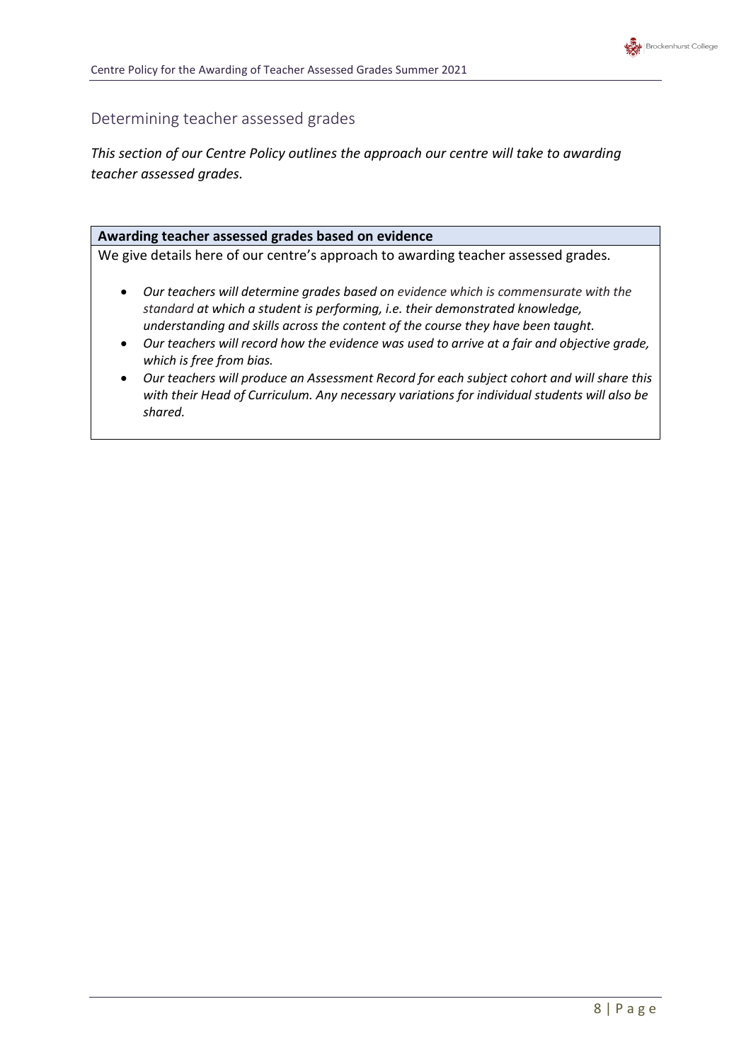## Determining teacher assessed grades

*This section of our Centre Policy outlines the approach our centre will take to awarding teacher assessed grades.*

**Awarding teacher assessed grades based on evidence**

We give details here of our centre's approach to awarding teacher assessed grades.

- *Our teachers will determine grades based on evidence which is commensurate with the standard at which a student is performing, i.e. their demonstrated knowledge, understanding and skills across the content of the course they have been taught.*
- *Our teachers will record how the evidence was used to arrive at a fair and objective grade, which is free from bias.*
- *Our teachers will produce an Assessment Record for each subject cohort and will share this with their Head of Curriculum. Any necessary variations for individual students will also be shared.*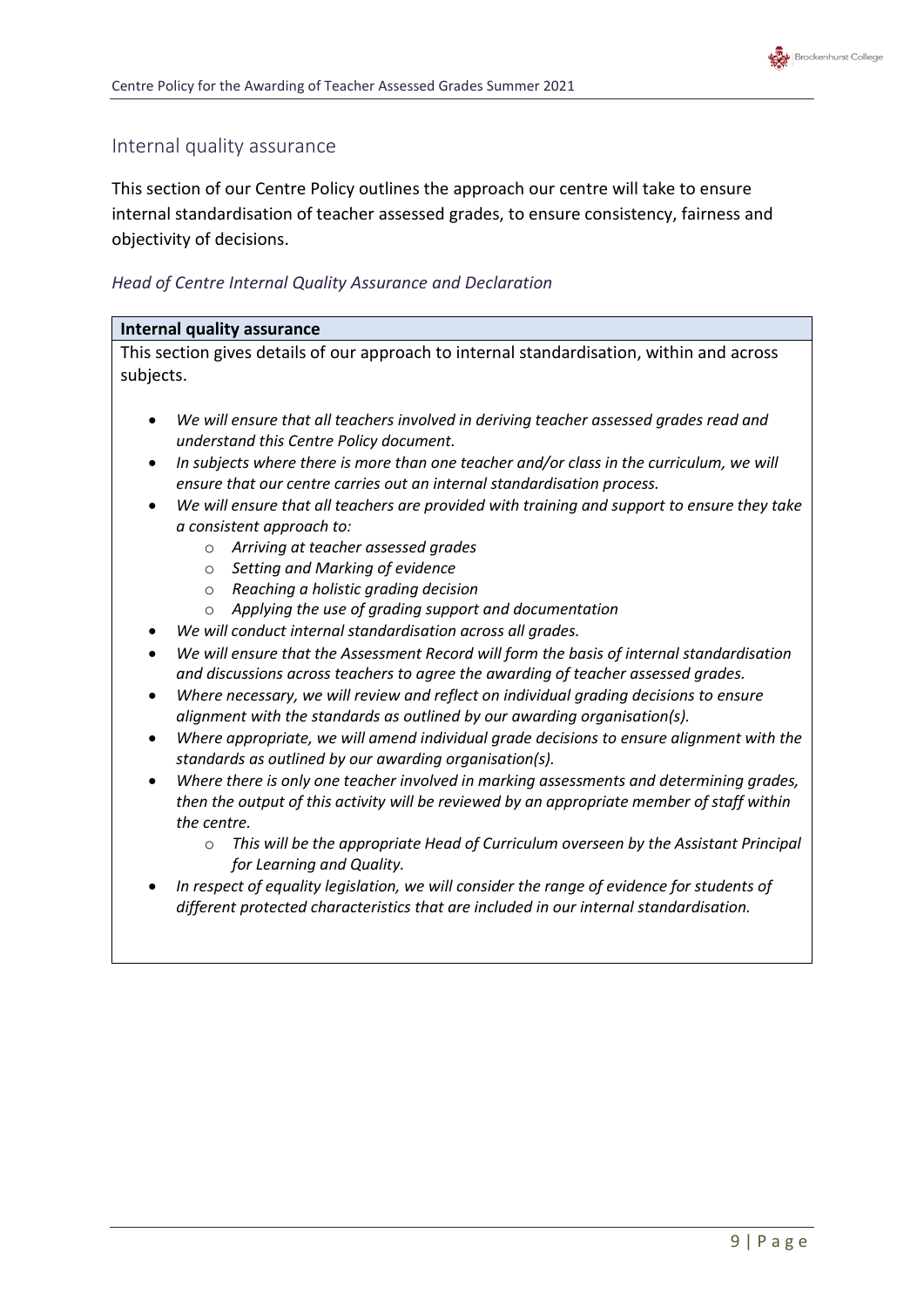## Internal quality assurance

This section of our Centre Policy outlines the approach our centre will take to ensure internal standardisation of teacher assessed grades, to ensure consistency, fairness and objectivity of decisions.

### *Head of Centre Internal Quality Assurance and Declaration*

**Internal quality assurance**

This section gives details of our approach to internal standardisation, within and across subjects.

- *We will ensure that all teachers involved in deriving teacher assessed grades read and understand this Centre Policy document.*
- *In subjects where there is more than one teacher and/or class in the curriculum, we will ensure that our centre carries out an internal standardisation process.*
- *We will ensure that all teachers are provided with training and support to ensure they take a consistent approach to:*
  - *Arriving at teacher assessed grades*
  - *Setting and Marking of evidence*
  - *Reaching a holistic grading decision*
  - *Applying the use of grading support and documentation*
- *We will conduct internal standardisation across all grades.*
- *We will ensure that the Assessment Record will form the basis of internal standardisation and discussions across teachers to agree the awarding of teacher assessed grades.*
- *Where necessary, we will review and reflect on individual grading decisions to ensure alignment with the standards as outlined by our awarding organisation(s).*
- *Where appropriate, we will amend individual grade decisions to ensure alignment with the standards as outlined by our awarding organisation(s).*
- *Where there is only one teacher involved in marking assessments and determining grades, then the output of this activity will be reviewed by an appropriate member of staff within the centre.*
  - *This will be the appropriate Head of Curriculum overseen by the Assistant Principal for Learning and Quality.*
- *In respect of equality legislation, we will consider the range of evidence for students of different protected characteristics that are included in our internal standardisation.*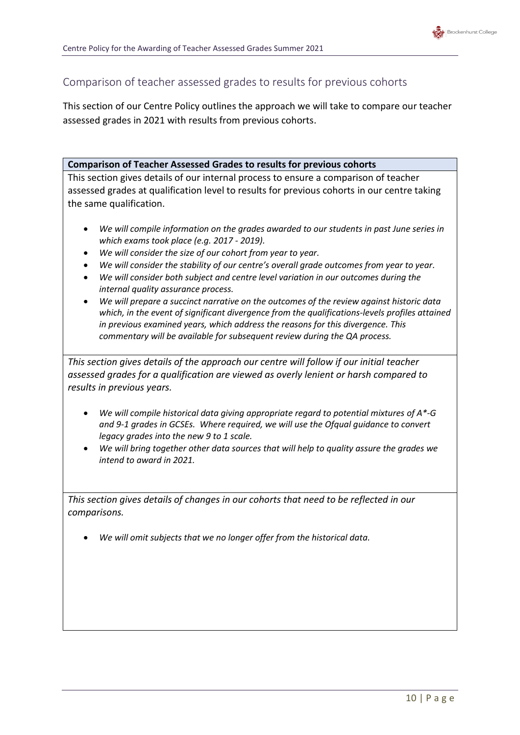## Comparison of teacher assessed grades to results for previous cohorts

This section of our Centre Policy outlines the approach we will take to compare our teacher assessed grades in 2021 with results from previous cohorts.

| **Comparison of Teacher Assessed Grades to results for previous cohorts** |
|---|
| This section gives details of our internal process to ensure a comparison of teacher assessed grades at qualification level to results for previous cohorts in our centre taking the same qualification.<br><br>• *We will compile information on the grades awarded to our students in past June series in which exams took place (e.g. 2017 - 2019).*<br>• *We will consider the size of our cohort from year to year.*<br>• *We will consider the stability of our centre's overall grade outcomes from year to year.*<br>• *We will consider both subject and centre level variation in our outcomes during the internal quality assurance process.*<br>• *We will prepare a succinct narrative on the outcomes of the review against historic data which, in the event of significant divergence from the qualifications-levels profiles attained in previous examined years, which address the reasons for this divergence. This commentary will be available for subsequent review during the QA process.* |
| *This section gives details of the approach our centre will follow if our initial teacher assessed grades for a qualification are viewed as overly lenient or harsh compared to results in previous years.*<br><br>• *We will compile historical data giving appropriate regard to potential mixtures of A*-G and 9-1 grades in GCSEs. Where required, we will use the Ofqual guidance to convert legacy grades into the new 9 to 1 scale.*<br>• *We will bring together other data sources that will help to quality assure the grades we intend to award in 2021.* |
| *This section gives details of changes in our cohorts that need to be reflected in our comparisons.*<br><br>• *We will omit subjects that we no longer offer from the historical data.* |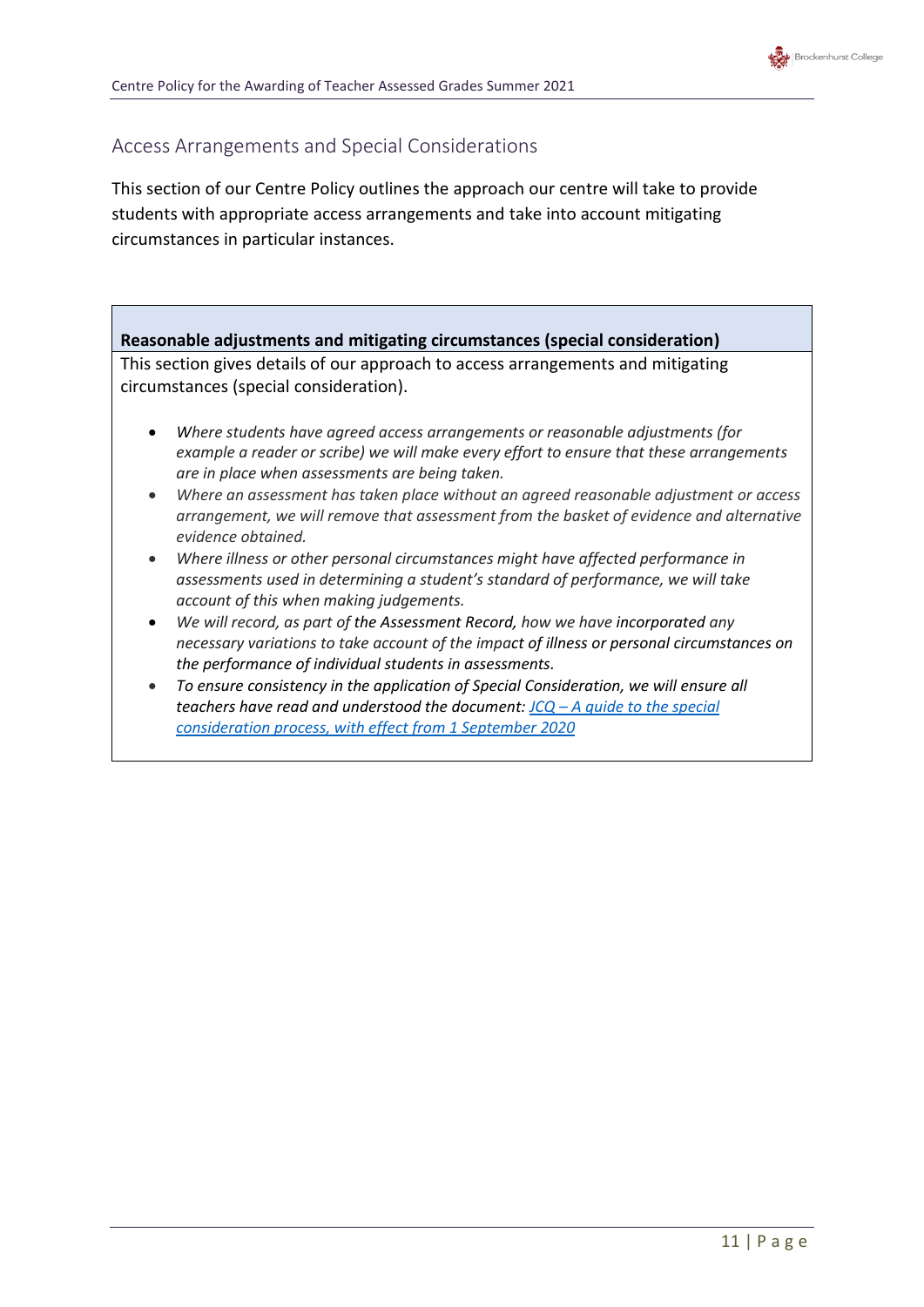## Access Arrangements and Special Considerations

This section of our Centre Policy outlines the approach our centre will take to provide students with appropriate access arrangements and take into account mitigating circumstances in particular instances.

**Reasonable adjustments and mitigating circumstances (special consideration)**

This section gives details of our approach to access arrangements and mitigating circumstances (special consideration).

- *Where students have agreed access arrangements or reasonable adjustments (for example a reader or scribe) we will make every effort to ensure that these arrangements are in place when assessments are being taken.*
- *Where an assessment has taken place without an agreed reasonable adjustment or access arrangement, we will remove that assessment from the basket of evidence and alternative evidence obtained.*
- *Where illness or other personal circumstances might have affected performance in assessments used in determining a student's standard of performance, we will take account of this when making judgements.*
- *We will record, as part of the Assessment Record, how we have incorporated any necessary variations to take account of the impact of illness or personal circumstances on the performance of individual students in assessments.*
- *To ensure consistency in the application of Special Consideration, we will ensure all teachers have read and understood the document: JCQ – A guide to the special consideration process, with effect from 1 September 2020*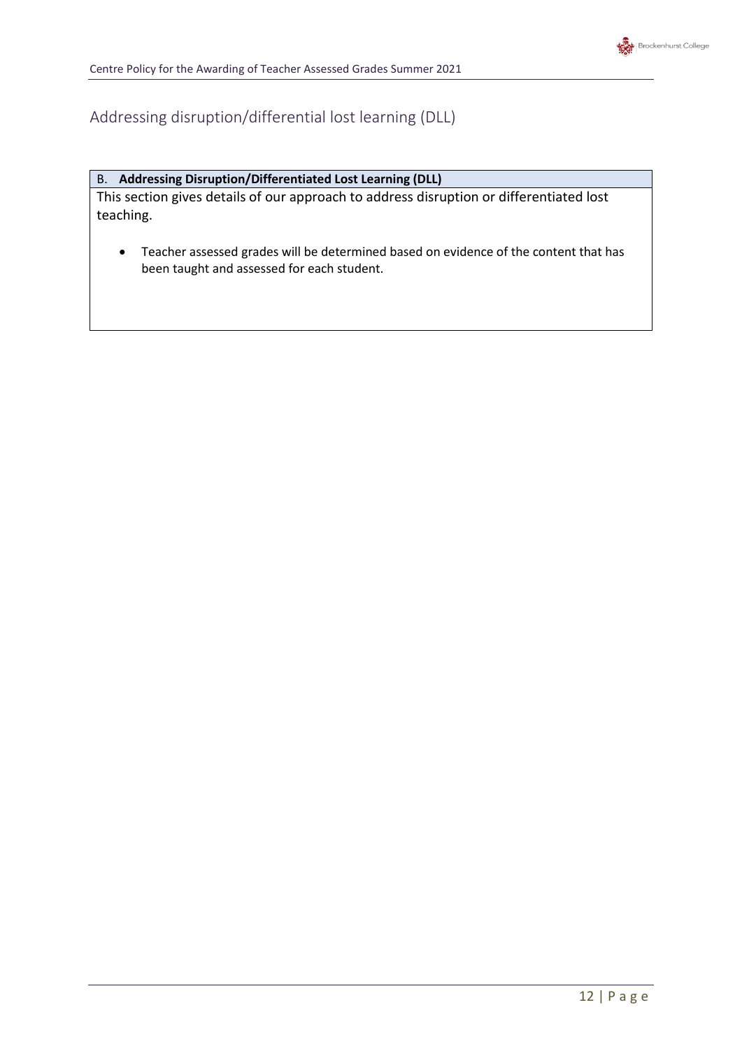## Addressing disruption/differential lost learning (DLL)

| B. **Addressing Disruption/Differentiated Lost Learning (DLL)** |
| --- |
| This section gives details of our approach to address disruption or differentiated lost teaching.<br><br>• Teacher assessed grades will be determined based on evidence of the content that has been taught and assessed for each student. |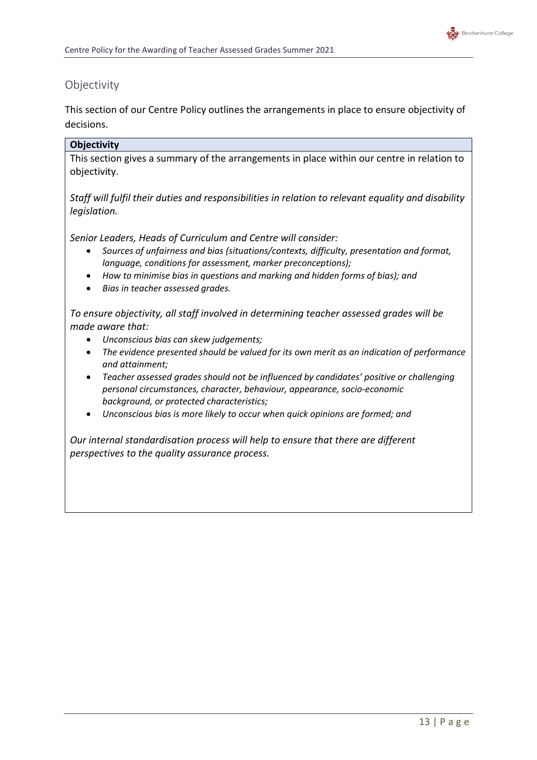## Objectivity

This section of our Centre Policy outlines the arrangements in place to ensure objectivity of decisions.

**Objectivity**

This section gives a summary of the arrangements in place within our centre in relation to objectivity.

*Staff will fulfil their duties and responsibilities in relation to relevant equality and disability legislation.*

*Senior Leaders, Heads of Curriculum and Centre will consider:*

- *Sources of unfairness and bias (situations/contexts, difficulty, presentation and format, language, conditions for assessment, marker preconceptions);*
- *How to minimise bias in questions and marking and hidden forms of bias); and*
- *Bias in teacher assessed grades.*

*To ensure objectivity, all staff involved in determining teacher assessed grades will be made aware that:*

- *Unconscious bias can skew judgements;*
- *The evidence presented should be valued for its own merit as an indication of performance and attainment;*
- *Teacher assessed grades should not be influenced by candidates' positive or challenging personal circumstances, character, behaviour, appearance, socio-economic background, or protected characteristics;*
- *Unconscious bias is more likely to occur when quick opinions are formed; and*

*Our internal standardisation process will help to ensure that there are different perspectives to the quality assurance process.*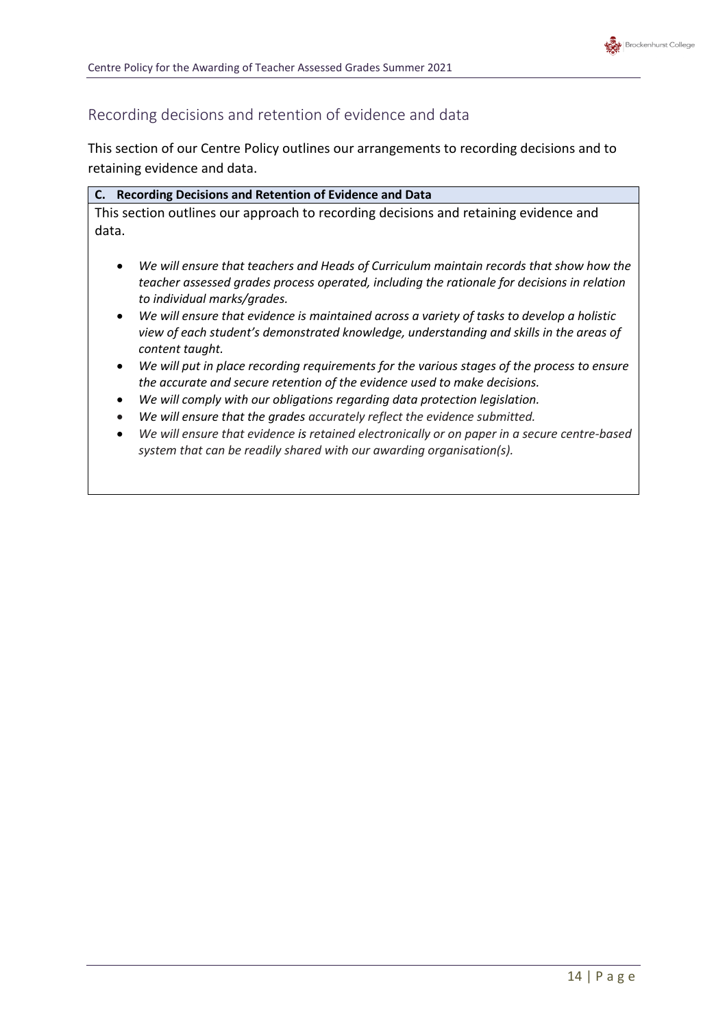## Recording decisions and retention of evidence and data

This section of our Centre Policy outlines our arrangements to recording decisions and to retaining evidence and data.

**C. Recording Decisions and Retention of Evidence and Data**

This section outlines our approach to recording decisions and retaining evidence and data.

- *We will ensure that teachers and Heads of Curriculum maintain records that show how the teacher assessed grades process operated, including the rationale for decisions in relation to individual marks/grades.*
- *We will ensure that evidence is maintained across a variety of tasks to develop a holistic view of each student's demonstrated knowledge, understanding and skills in the areas of content taught.*
- *We will put in place recording requirements for the various stages of the process to ensure the accurate and secure retention of the evidence used to make decisions.*
- *We will comply with our obligations regarding data protection legislation.*
- *We will ensure that the grades accurately reflect the evidence submitted.*
- *We will ensure that evidence is retained electronically or on paper in a secure centre-based system that can be readily shared with our awarding organisation(s).*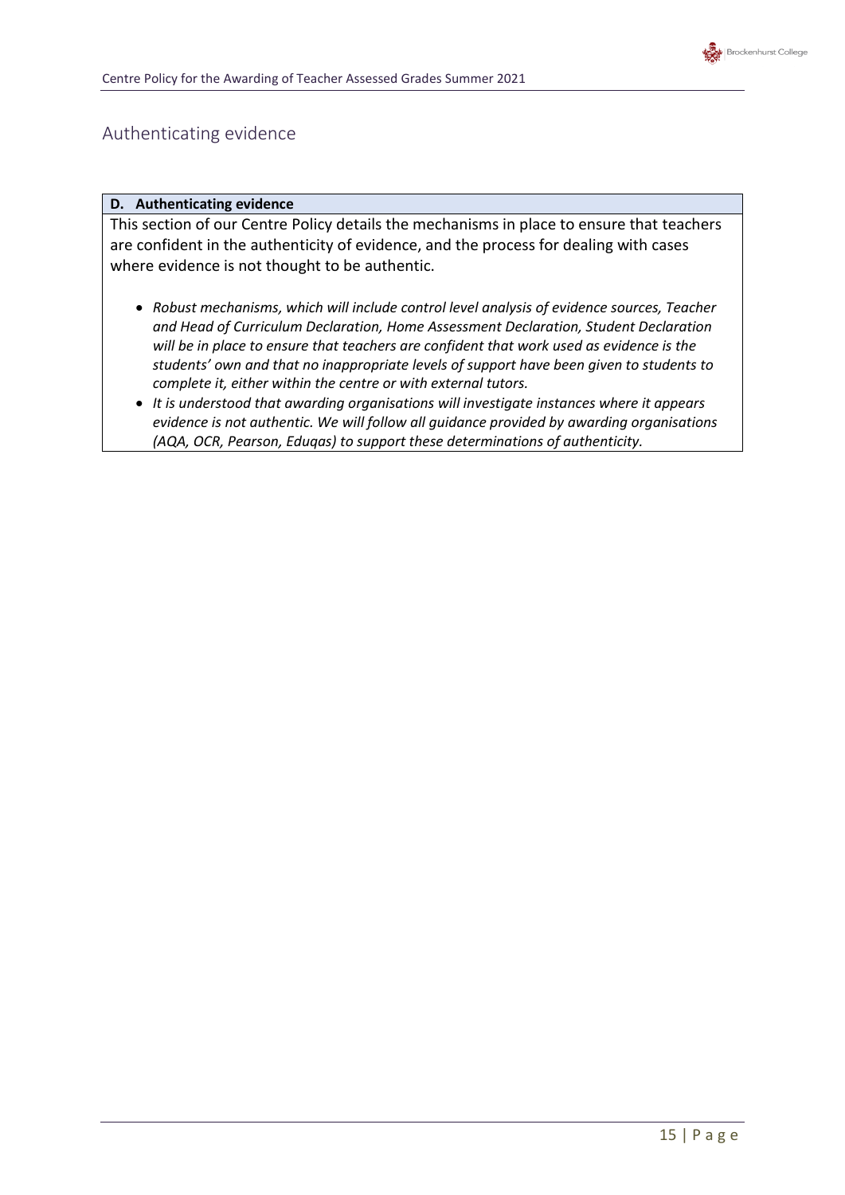## Authenticating evidence

**D. Authenticating evidence**

This section of our Centre Policy details the mechanisms in place to ensure that teachers are confident in the authenticity of evidence, and the process for dealing with cases where evidence is not thought to be authentic.

- *Robust mechanisms, which will include control level analysis of evidence sources, Teacher and Head of Curriculum Declaration, Home Assessment Declaration, Student Declaration will be in place to ensure that teachers are confident that work used as evidence is the students' own and that no inappropriate levels of support have been given to students to complete it, either within the centre or with external tutors.*
- *It is understood that awarding organisations will investigate instances where it appears evidence is not authentic. We will follow all guidance provided by awarding organisations (AQA, OCR, Pearson, Eduqas) to support these determinations of authenticity.*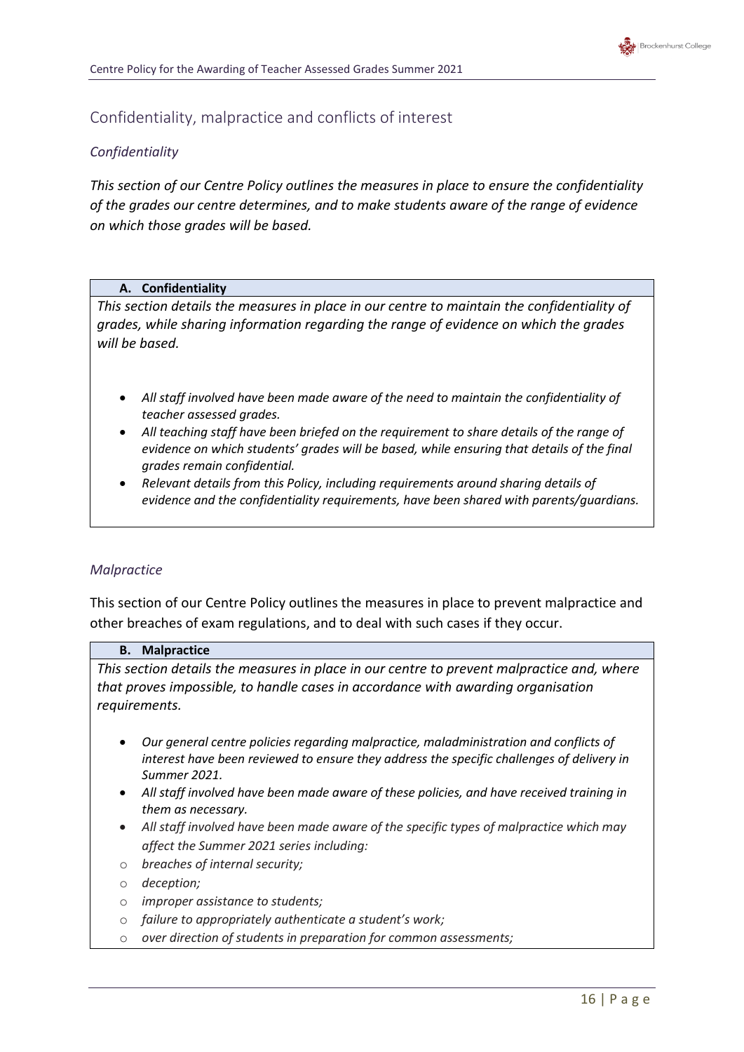## Confidentiality, malpractice and conflicts of interest

### *Confidentiality*

*This section of our Centre Policy outlines the measures in place to ensure the confidentiality of the grades our centre determines, and to make students aware of the range of evidence on which those grades will be based.*

| **A. Confidentiality** |
|---|
| *This section details the measures in place in our centre to maintain the confidentiality of grades, while sharing information regarding the range of evidence on which the grades will be based.*<br><br>• *All staff involved have been made aware of the need to maintain the confidentiality of teacher assessed grades.*<br>• *All teaching staff have been briefed on the requirement to share details of the range of evidence on which students' grades will be based, while ensuring that details of the final grades remain confidential.*<br>• *Relevant details from this Policy, including requirements around sharing details of evidence and the confidentiality requirements, have been shared with parents/guardians.* |

### *Malpractice*

This section of our Centre Policy outlines the measures in place to prevent malpractice and other breaches of exam regulations, and to deal with such cases if they occur.

| **B. Malpractice** |
|---|
| *This section details the measures in place in our centre to prevent malpractice and, where that proves impossible, to handle cases in accordance with awarding organisation requirements.*<br><br>• *Our general centre policies regarding malpractice, maladministration and conflicts of interest have been reviewed to ensure they address the specific challenges of delivery in Summer 2021.*<br>• *All staff involved have been made aware of these policies, and have received training in them as necessary.*<br>• *All staff involved have been made aware of the specific types of malpractice which may affect the Summer 2021 series including:*<br>○ *breaches of internal security;*<br>○ *deception;*<br>○ *improper assistance to students;*<br>○ *failure to appropriately authenticate a student's work;*<br>○ *over direction of students in preparation for common assessments;* |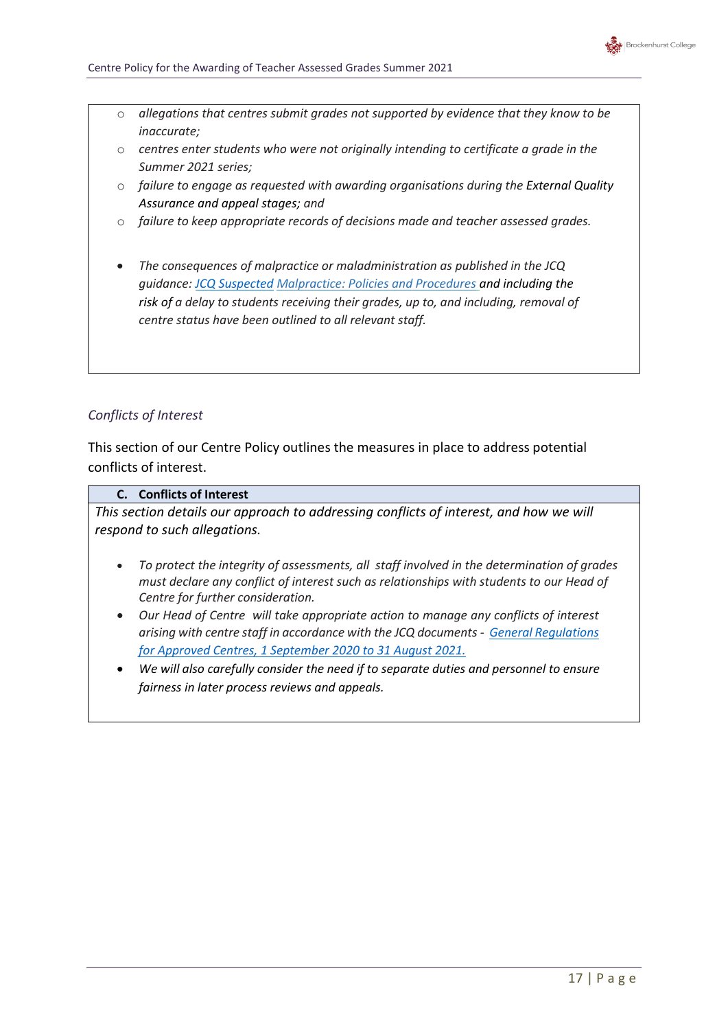- *allegations that centres submit grades not supported by evidence that they know to be inaccurate;*
- *centres enter students who were not originally intending to certificate a grade in the Summer 2021 series;*
- *failure to engage as requested with awarding organisations during the* External Quality *Assurance and appeal stages; and*
- *failure to keep appropriate records of decisions made and teacher assessed grades.*

- *The consequences of malpractice or maladministration as published in the JCQ guidance: [JCQ Suspected](#) [Malpractice: Policies and Procedures](#)* and including the *risk of* a *delay to students receiving their grades, up to, and including, removal of centre status have been outlined to all relevant staff.*

*Conflicts of Interest*

This section of our Centre Policy outlines the measures in place to address potential conflicts of interest.

**C. Conflicts of Interest**

*This section details our approach to addressing conflicts of interest, and how we will respond to such allegations.*

- *To protect the integrity of assessments, all staff involved in the determination of grades must declare any conflict of interest such as relationships with students to our Head of Centre for further consideration.*
- *Our Head of Centre will take appropriate action to manage any conflicts of interest arising with centre staff in accordance with the JCQ documents - [General Regulations for Approved Centres, 1 September 2020 to 31 August 2021.](#)*
- *We will also carefully consider the need if to separate duties and personnel to ensure fairness in later process reviews and appeals.*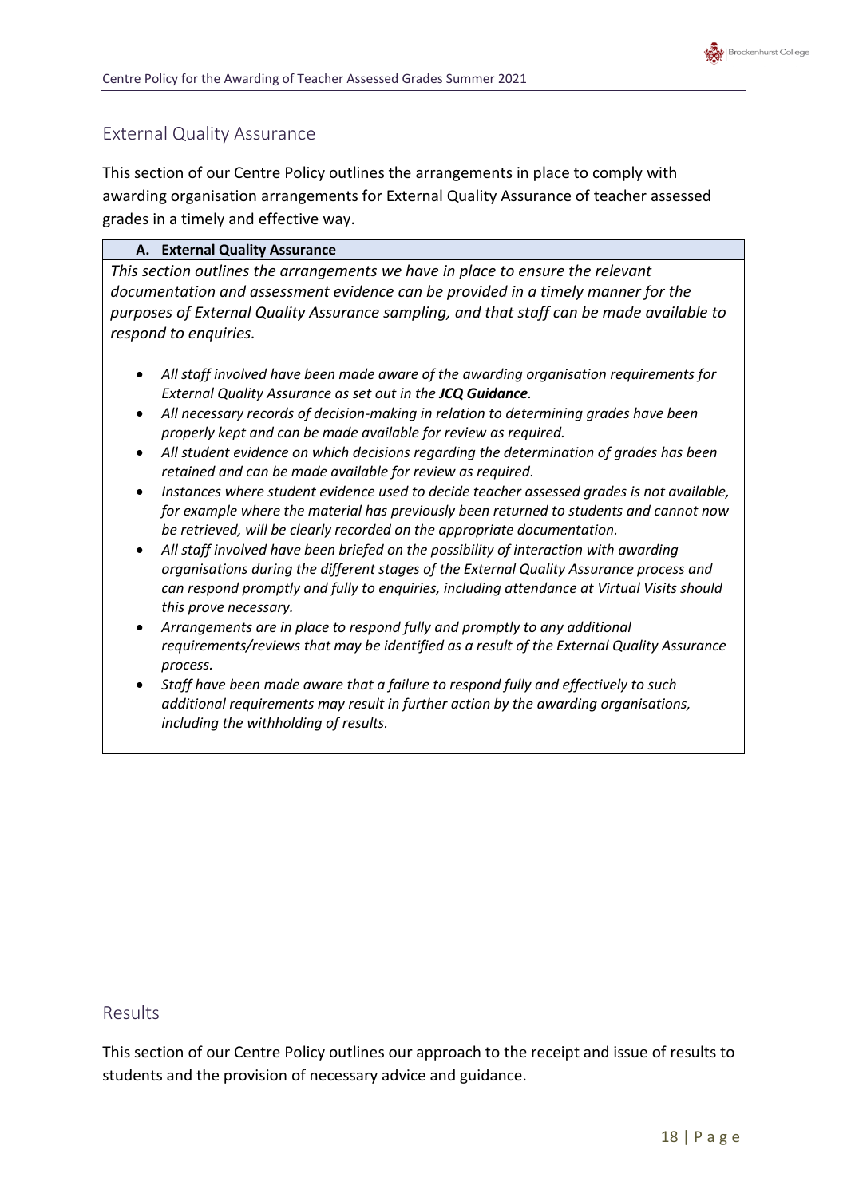## External Quality Assurance

This section of our Centre Policy outlines the arrangements in place to comply with awarding organisation arrangements for External Quality Assurance of teacher assessed grades in a timely and effective way.

### A. External Quality Assurance

*This section outlines the arrangements we have in place to ensure the relevant documentation and assessment evidence can be provided in a timely manner for the purposes of External Quality Assurance sampling, and that staff can be made available to respond to enquiries.*

- *All staff involved have been made aware of the awarding organisation requirements for External Quality Assurance as set out in the **JCQ Guidance**.*
- *All necessary records of decision-making in relation to determining grades have been properly kept and can be made available for review as required.*
- *All student evidence on which decisions regarding the determination of grades has been retained and can be made available for review as required.*
- *Instances where student evidence used to decide teacher assessed grades is not available, for example where the material has previously been returned to students and cannot now be retrieved, will be clearly recorded on the appropriate documentation.*
- *All staff involved have been briefed on the possibility of interaction with awarding organisations during the different stages of the External Quality Assurance process and can respond promptly and fully to enquiries, including attendance at Virtual Visits should this prove necessary.*
- *Arrangements are in place to respond fully and promptly to any additional requirements/reviews that may be identified as a result of the External Quality Assurance process.*
- *Staff have been made aware that a failure to respond fully and effectively to such additional requirements may result in further action by the awarding organisations, including the withholding of results.*

## Results

This section of our Centre Policy outlines our approach to the receipt and issue of results to students and the provision of necessary advice and guidance.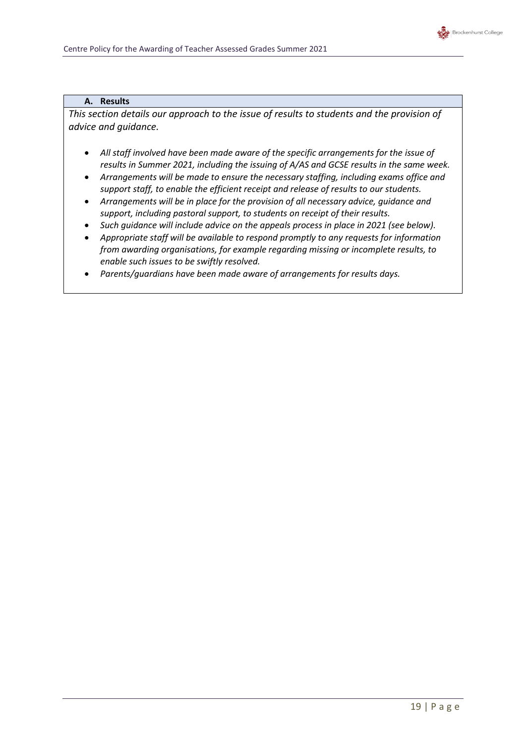## A. Results

*This section details our approach to the issue of results to students and the provision of advice and guidance.*

- *All staff involved have been made aware of the specific arrangements for the issue of results in Summer 2021, including the issuing of A/AS and GCSE results in the same week.*
- *Arrangements will be made to ensure the necessary staffing, including exams office and support staff, to enable the efficient receipt and release of results to our students.*
- *Arrangements will be in place for the provision of all necessary advice, guidance and support, including pastoral support, to students on receipt of their results.*
- *Such guidance will include advice on the appeals process in place in 2021 (see below).*
- *Appropriate staff will be available to respond promptly to any requests for information from awarding organisations, for example regarding missing or incomplete results, to enable such issues to be swiftly resolved.*
- *Parents/guardians have been made aware of arrangements for results days.*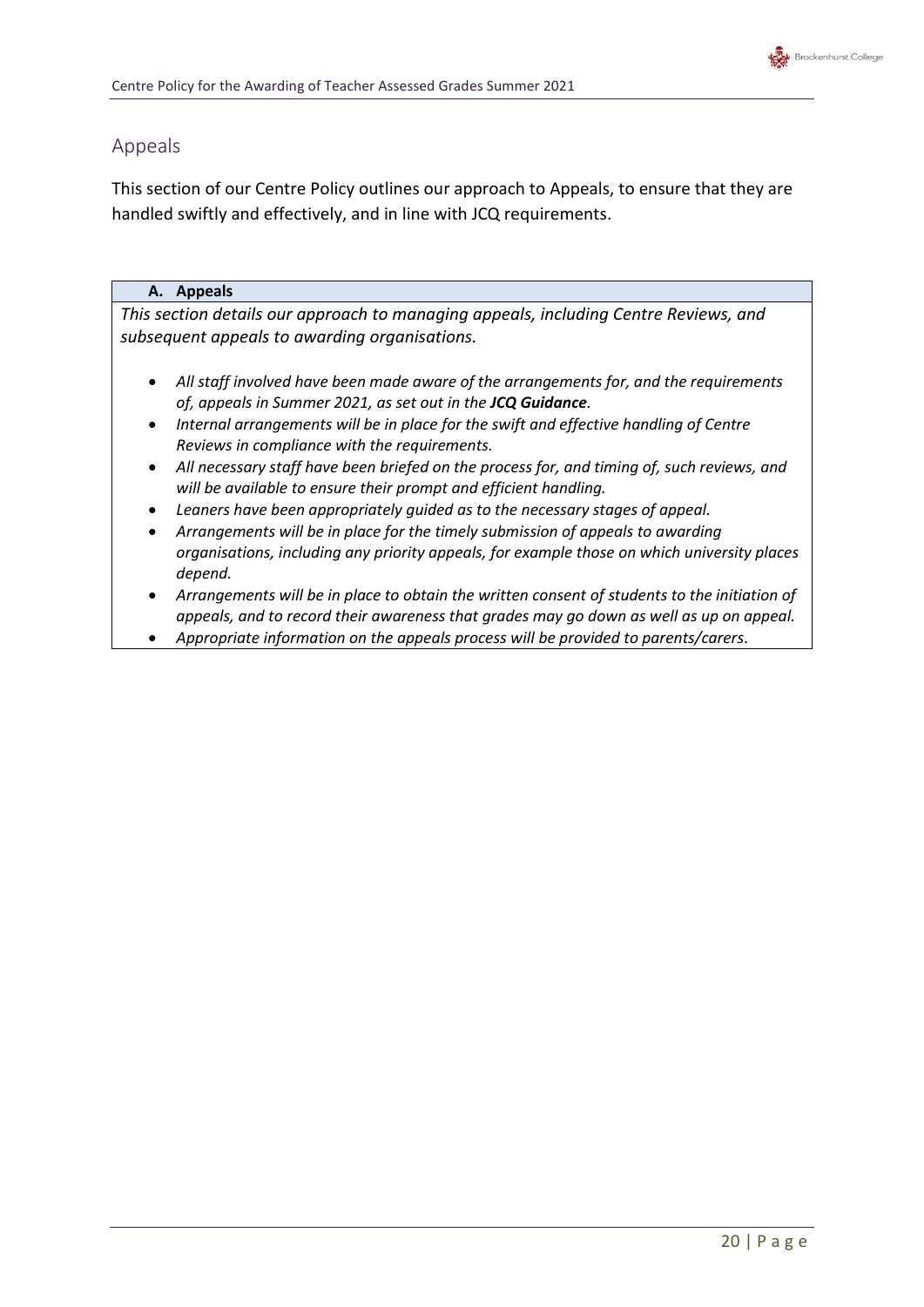## Appeals

This section of our Centre Policy outlines our approach to Appeals, to ensure that they are handled swiftly and effectively, and in line with JCQ requirements.

| **A. Appeals** |
|---|
| *This section details our approach to managing appeals, including Centre Reviews, and subsequent appeals to awarding organisations.*<br><br>• *All staff involved have been made aware of the arrangements for, and the requirements of, appeals in Summer 2021, as set out in the **JCQ Guidance**.*<br>• *Internal arrangements will be in place for the swift and effective handling of Centre Reviews in compliance with the requirements.*<br>• *All necessary staff have been briefed on the process for, and timing of, such reviews, and will be available to ensure their prompt and efficient handling.*<br>• *Leaners have been appropriately guided as to the necessary stages of appeal.*<br>• *Arrangements will be in place for the timely submission of appeals to awarding organisations, including any priority appeals, for example those on which university places depend.*<br>• *Arrangements will be in place to obtain the written consent of students to the initiation of appeals, and to record their awareness that grades may go down as well as up on appeal.*<br>• *Appropriate information on the appeals process will be provided to parents/carers*. |